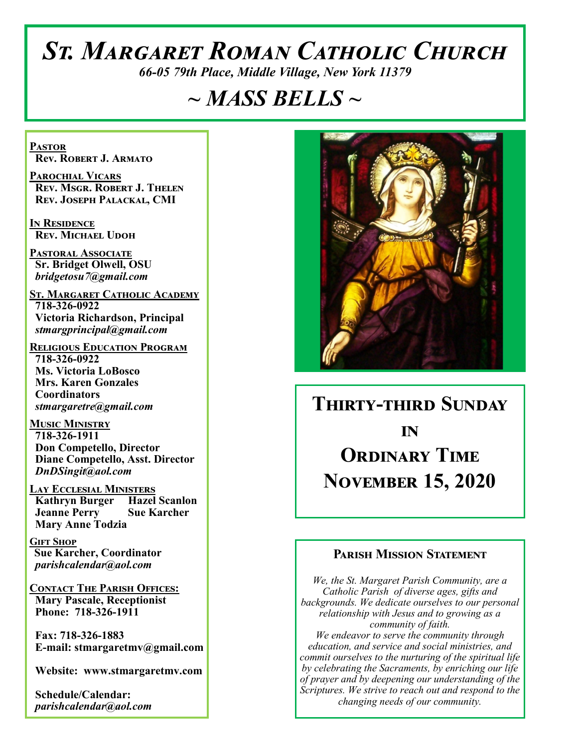# *St. Margaret Roman Catholic Church*

*66-05 79th Place, Middle Village, New York 11379*

## *~ MASS BELLS ~*

**Pastor**
**Rev. Robert J. Armato**

**Parochial Vicars**
**Rev. Msgr. Robert J. Thelen**
**Rev. Joseph Palackal, CMI**

**In Residence**
**Rev. Michael Udoh**

**Pastoral Associate**
**Sr. Bridget Olwell, OSU**
*bridgetosu7@gmail.com*

**St. Margaret Catholic Academy**
**718-326-0922**
**Victoria Richardson, Principal**
*stmargprincipal@gmail.com*

**Religious Education Program**
**718-326-0922**
**Ms. Victoria LoBosco**
**Mrs. Karen Gonzales**
**Coordinators**
*stmargaretre@gmail.com*

**Music Ministry**
**718-326-1911**
**Don Competello, Director**
**Diane Competello, Asst. Director**
*DnDSingit@aol.com*

**Lay Ecclesial Ministers**
**Kathryn Burger**
**Hazel Scanlon**
**Jeanne Perry**
**Sue Karcher**
**Mary Anne Todzia**

**Gift Shop**
**Sue Karcher, Coordinator**
*parishcalendar@aol.com*

**Contact The Parish Offices:**
**Mary Pascale, Receptionist**
**Phone: 718-326-1911**

**Fax: 718-326-1883**
**E-mail: stmargaretmv@gmail.com**

**Website: www.stmargaretmv.com**

**Schedule/Calendar:**
*parishcalendar@aol.com*

## Thirty-third Sunday in Ordinary Time
## November 15, 2020

### Parish Mission Statement

*We, the St. Margaret Parish Community, are a Catholic Parish of diverse ages, gifts and backgrounds. We dedicate ourselves to our personal relationship with Jesus and to growing as a community of faith.*
*We endeavor to serve the community through education, and service and social ministries, and commit ourselves to the nurturing of the spiritual life by celebrating the Sacraments, by enriching our life of prayer and by deepening our understanding of the Scriptures. We strive to reach out and respond to the changing needs of our community.*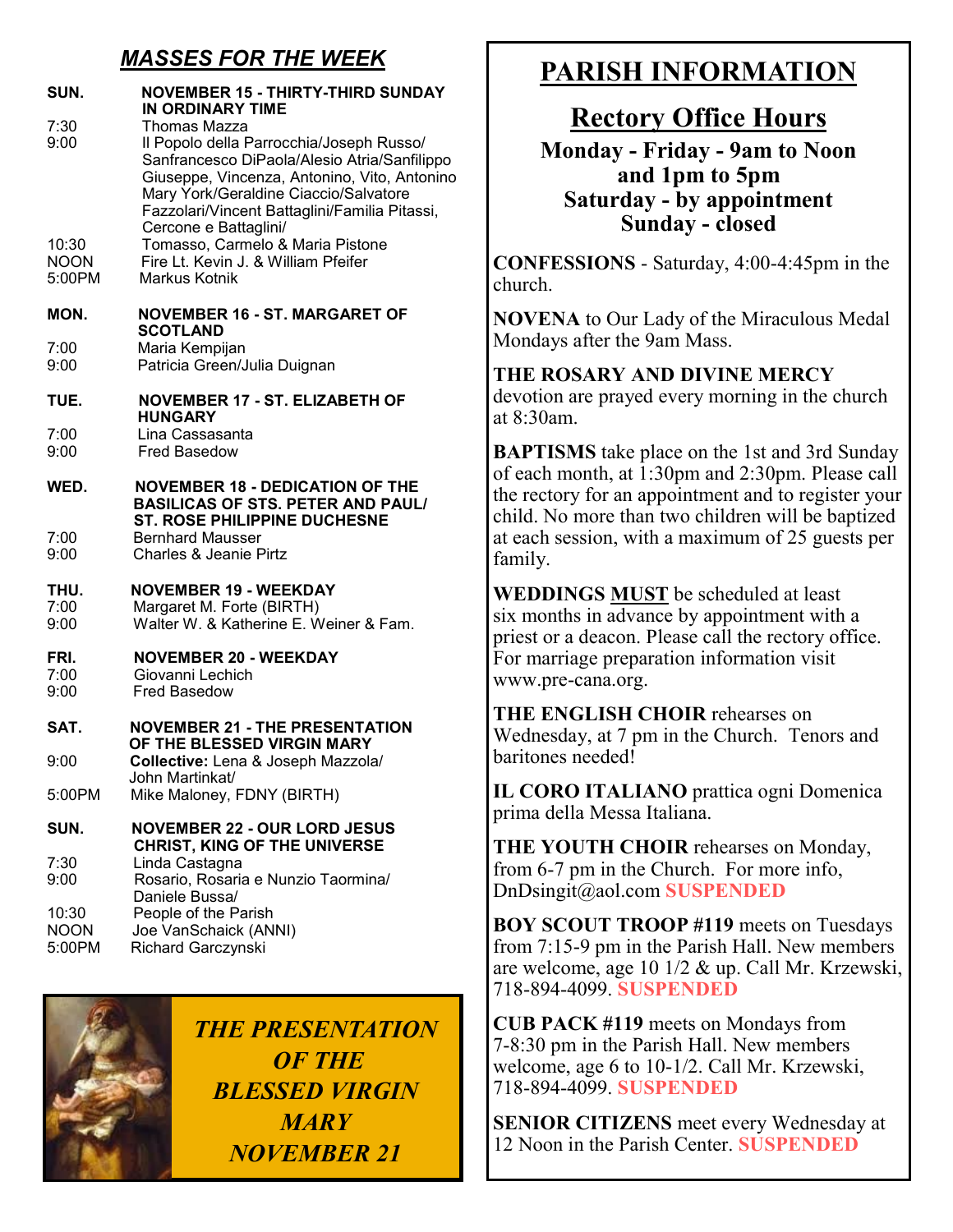## *MASSES FOR THE WEEK*

**SUN. NOVEMBER 15 - THIRTY-THIRD SUNDAY IN ORDINARY TIME**

| | |
|---|---|
| 7:30 | Thomas Mazza |
| 9:00 | Il Popolo della Parrocchia/Joseph Russo/ Sanfrancesco DiPaola/Alesio Atria/Sanfilippo Giuseppe, Vincenza, Antonino, Vito, Antonino Mary York/Geraldine Ciaccio/Salvatore Fazzolari/Vincent Battaglini/Familia Pitassi, Cercone e Battaglini/ |
| 10:30 | Tomasso, Carmelo & Maria Pistone |
| NOON | Fire Lt. Kevin J. & William Pfeifer |
| 5:00PM | Markus Kotnik |

**MON. NOVEMBER 16 - ST. MARGARET OF SCOTLAND**

| | |
|---|---|
| 7:00 | Maria Kempijan |
| 9:00 | Patricia Green/Julia Duignan |

**TUE. NOVEMBER 17 - ST. ELIZABETH OF HUNGARY**

| | |
|---|---|
| 7:00 | Lina Cassasanta |
| 9:00 | Fred Basedow |

**WED. NOVEMBER 18 - DEDICATION OF THE BASILICAS OF STS. PETER AND PAUL/ ST. ROSE PHILIPPINE DUCHESNE**

| | |
|---|---|
| 7:00 | Bernhard Mausser |
| 9:00 | Charles & Jeanie Pirtz |

**THU. NOVEMBER 19 - WEEKDAY**

| | |
|---|---|
| 7:00 | Margaret M. Forte (BIRTH) |
| 9:00 | Walter W. & Katherine E. Weiner & Fam. |

**FRI. NOVEMBER 20 - WEEKDAY**

| | |
|---|---|
| 7:00 | Giovanni Lechich |
| 9:00 | Fred Basedow |

**SAT. NOVEMBER 21 - THE PRESENTATION OF THE BLESSED VIRGIN MARY**

| | |
|---|---|
| 9:00 | **Collective:** Lena & Joseph Mazzola/ John Martinkat/ |
| 5:00PM | Mike Maloney, FDNY (BIRTH) |

**SUN. NOVEMBER 22 - OUR LORD JESUS CHRIST, KING OF THE UNIVERSE**

| | |
|---|---|
| 7:30 | Linda Castagna |
| 9:00 | Rosario, Rosaria e Nunzio Taormina/ Daniele Bussa/ |
| 10:30 | People of the Parish |
| NOON | Joe VanSchaick (ANNI) |
| 5:00PM | Richard Garczynski |

***THE PRESENTATION OF THE BLESSED VIRGIN MARY NOVEMBER 21***

# PARISH INFORMATION

## Rectory Office Hours

**Monday - Friday - 9am to Noon and 1pm to 5pm**
**Saturday - by appointment**
**Sunday - closed**

**CONFESSIONS** - Saturday, 4:00-4:45pm in the church.

**NOVENA** to Our Lady of the Miraculous Medal Mondays after the 9am Mass.

**THE ROSARY AND DIVINE MERCY** devotion are prayed every morning in the church at 8:30am.

**BAPTISMS** take place on the 1st and 3rd Sunday of each month, at 1:30pm and 2:30pm. Please call the rectory for an appointment and to register your child. No more than two children will be baptized at each session, with a maximum of 25 guests per family.

**WEDDINGS MUST** be scheduled at least six months in advance by appointment with a priest or a deacon. Please call the rectory office. For marriage preparation information visit www.pre-cana.org.

**THE ENGLISH CHOIR** rehearses on Wednesday, at 7 pm in the Church. Tenors and baritones needed!

**IL CORO ITALIANO** prattica ogni Domenica prima della Messa Italiana.

**THE YOUTH CHOIR** rehearses on Monday, from 6-7 pm in the Church. For more info, DnDsingit@aol.com **SUSPENDED**

**BOY SCOUT TROOP #119** meets on Tuesdays from 7:15-9 pm in the Parish Hall. New members are welcome, age 10 1/2 & up. Call Mr. Krzewski, 718-894-4099. **SUSPENDED**

**CUB PACK #119** meets on Mondays from 7-8:30 pm in the Parish Hall. New members welcome, age 6 to 10-1/2. Call Mr. Krzewski, 718-894-4099. **SUSPENDED**

**SENIOR CITIZENS** meet every Wednesday at 12 Noon in the Parish Center. **SUSPENDED**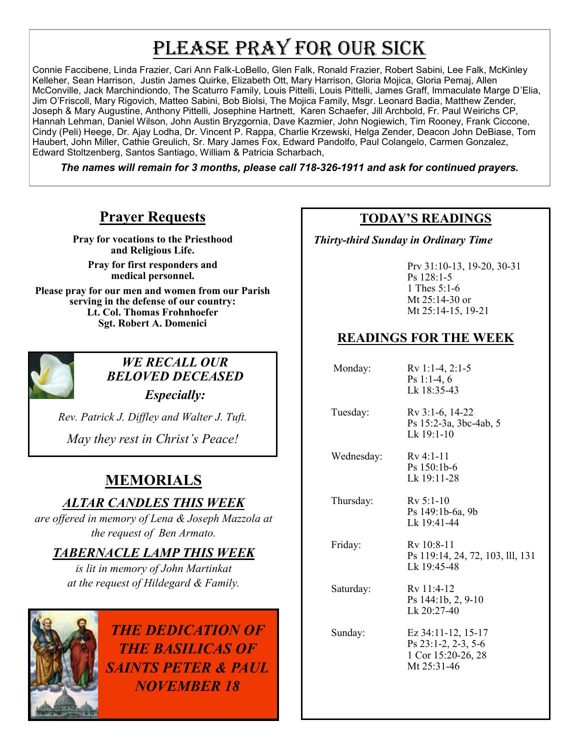# PLEASE PRAY FOR OUR SICK

Connie Faccibene, Linda Frazier, Cari Ann Falk-LoBello, Glen Falk, Ronald Frazier, Robert Sabini, Lee Falk, McKinley Kelleher, Sean Harrison, Justin James Quirke, Elizabeth Ott, Mary Harrison, Gloria Mojica, Gloria Pemaj, Allen McConville, Jack Marchindiondo, The Scaturro Family, Louis Pittelli, Louis Pittelli, James Graff, Immaculate Marge D'Elia, Jim O'Friscoll, Mary Rigovich, Matteo Sabini, Bob Biolsi, The Mojica Family, Msgr. Leonard Badia, Matthew Zender, Joseph & Mary Augustine, Anthony Pittelli, Josephine Hartnett, Karen Schaefer, Jill Archbold, Fr. Paul Weirichs CP, Hannah Lehman, Daniel Wilson, John Austin Bryzgornia, Dave Kazmier, John Nogiewich, Tim Rooney, Frank Ciccone, Cindy (Peli) Heege, Dr. Ajay Lodha, Dr. Vincent P. Rappa, Charlie Krzewski, Helga Zender, Deacon John DeBiase, Tom Haubert, John Miller, Cathie Greulich, Sr. Mary James Fox, Edward Pandolfo, Paul Colangelo, Carmen Gonzalez, Edward Stoltzenberg, Santos Santiago, William & Patricia Scharbach,

***The names will remain for 3 months, please call 718-326-1911 and ask for continued prayers.***

## Prayer Requests

**Pray for vocations to the Priesthood and Religious Life.**

**Pray for first responders and medical personnel.**

**Please pray for our men and women from our Parish serving in the defense of our country:**
**Lt. Col. Thomas Frohnhoefer**
**Sgt. Robert A. Domenici**

### *WE RECALL OUR BELOVED DECEASED*

***Especially:***

*Rev. Patrick J. Diffley and Walter J. Tuft.*

*May they rest in Christ's Peace!*

## MEMORIALS

### *ALTAR CANDLES THIS WEEK*

*are offered in memory of Lena & Joseph Mazzola at the request of Ben Armato.*

### *TABERNACLE LAMP THIS WEEK*

*is lit in memory of John Martinkat at the request of Hildegard & Family.*

***THE DEDICATION OF THE BASILICAS OF SAINTS PETER & PAUL NOVEMBER 18***

## TODAY'S READINGS

***Thirty-third Sunday in Ordinary Time***

Prv 31:10-13, 19-20, 30-31
Ps 128:1-5
1 Thes 5:1-6
Mt 25:14-30 or
Mt 25:14-15, 19-21

## READINGS FOR THE WEEK

| | |
|---|---|
| Monday: | Rv 1:1-4, 2:1-5<br>Ps 1:1-4, 6<br>Lk 18:35-43 |
| Tuesday: | Rv 3:1-6, 14-22<br>Ps 15:2-3a, 3bc-4ab, 5<br>Lk 19:1-10 |
| Wednesday: | Rv 4:1-11<br>Ps 150:1b-6<br>Lk 19:11-28 |
| Thursday: | Rv 5:1-10<br>Ps 149:1b-6a, 9b<br>Lk 19:41-44 |
| Friday: | Rv 10:8-11<br>Ps 119:14, 24, 72, 103, lll, 131<br>Lk 19:45-48 |
| Saturday: | Rv 11:4-12<br>Ps 144:1b, 2, 9-10<br>Lk 20:27-40 |
| Sunday: | Ez 34:11-12, 15-17<br>Ps 23:1-2, 2-3, 5-6<br>1 Cor 15:20-26, 28<br>Mt 25:31-46 |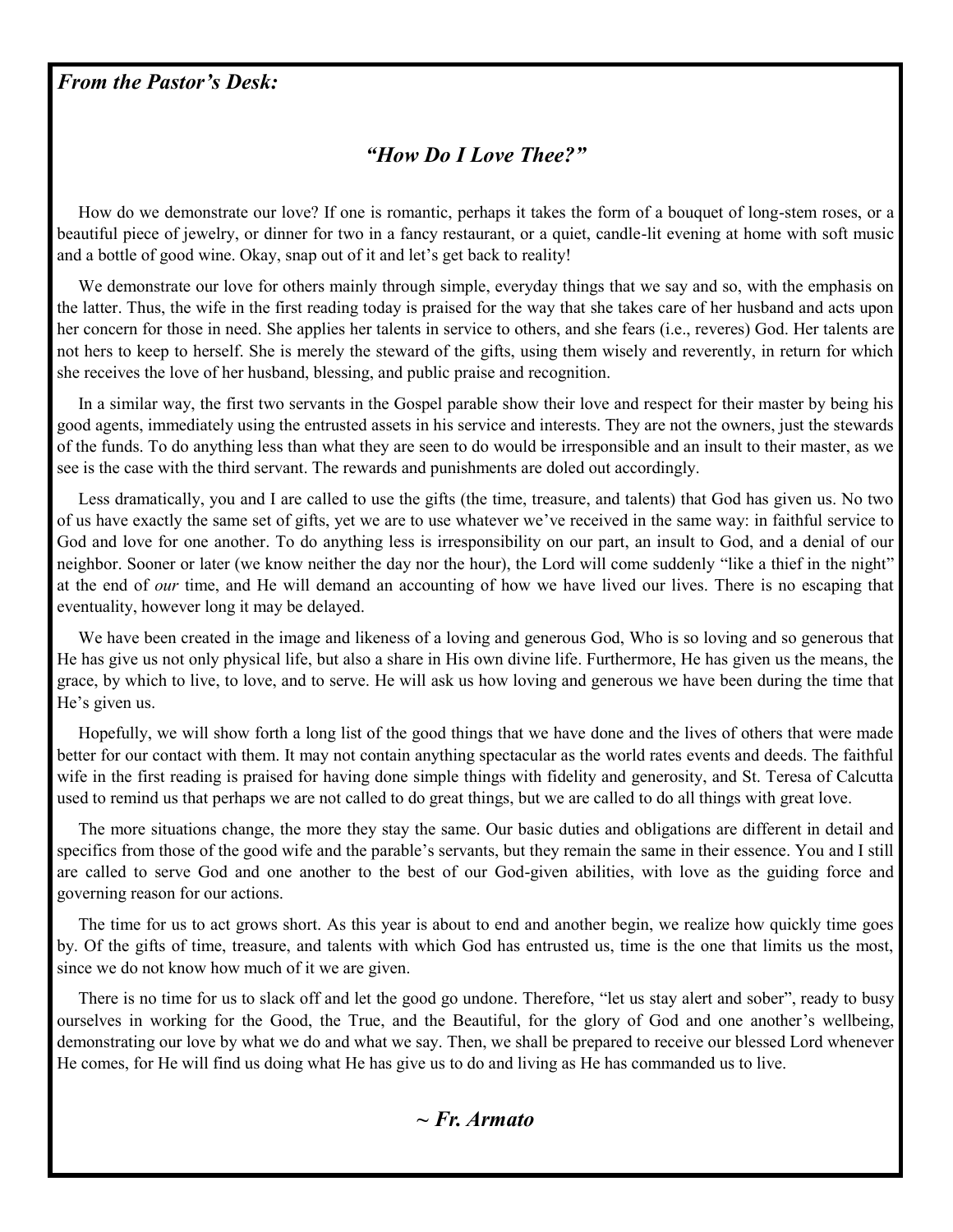*From the Pastor's Desk:*

## *"How Do I Love Thee?"*

How do we demonstrate our love? If one is romantic, perhaps it takes the form of a bouquet of long-stem roses, or a beautiful piece of jewelry, or dinner for two in a fancy restaurant, or a quiet, candle-lit evening at home with soft music and a bottle of good wine. Okay, snap out of it and let's get back to reality!

We demonstrate our love for others mainly through simple, everyday things that we say and so, with the emphasis on the latter. Thus, the wife in the first reading today is praised for the way that she takes care of her husband and acts upon her concern for those in need. She applies her talents in service to others, and she fears (i.e., reveres) God. Her talents are not hers to keep to herself. She is merely the steward of the gifts, using them wisely and reverently, in return for which she receives the love of her husband, blessing, and public praise and recognition.

In a similar way, the first two servants in the Gospel parable show their love and respect for their master by being his good agents, immediately using the entrusted assets in his service and interests. They are not the owners, just the stewards of the funds. To do anything less than what they are seen to do would be irresponsible and an insult to their master, as we see is the case with the third servant. The rewards and punishments are doled out accordingly.

Less dramatically, you and I are called to use the gifts (the time, treasure, and talents) that God has given us. No two of us have exactly the same set of gifts, yet we are to use whatever we've received in the same way: in faithful service to God and love for one another. To do anything less is irresponsibility on our part, an insult to God, and a denial of our neighbor. Sooner or later (we know neither the day nor the hour), the Lord will come suddenly "like a thief in the night" at the end of *our* time, and He will demand an accounting of how we have lived our lives. There is no escaping that eventuality, however long it may be delayed.

We have been created in the image and likeness of a loving and generous God, Who is so loving and so generous that He has give us not only physical life, but also a share in His own divine life. Furthermore, He has given us the means, the grace, by which to live, to love, and to serve. He will ask us how loving and generous we have been during the time that He's given us.

Hopefully, we will show forth a long list of the good things that we have done and the lives of others that were made better for our contact with them. It may not contain anything spectacular as the world rates events and deeds. The faithful wife in the first reading is praised for having done simple things with fidelity and generosity, and St. Teresa of Calcutta used to remind us that perhaps we are not called to do great things, but we are called to do all things with great love.

The more situations change, the more they stay the same. Our basic duties and obligations are different in detail and specifics from those of the good wife and the parable's servants, but they remain the same in their essence. You and I still are called to serve God and one another to the best of our God-given abilities, with love as the guiding force and governing reason for our actions.

The time for us to act grows short. As this year is about to end and another begin, we realize how quickly time goes by. Of the gifts of time, treasure, and talents with which God has entrusted us, time is the one that limits us the most, since we do not know how much of it we are given.

There is no time for us to slack off and let the good go undone. Therefore, "let us stay alert and sober", ready to busy ourselves in working for the Good, the True, and the Beautiful, for the glory of God and one another's wellbeing, demonstrating our love by what we do and what we say. Then, we shall be prepared to receive our blessed Lord whenever He comes, for He will find us doing what He has give us to do and living as He has commanded us to live.

***~ Fr. Armato***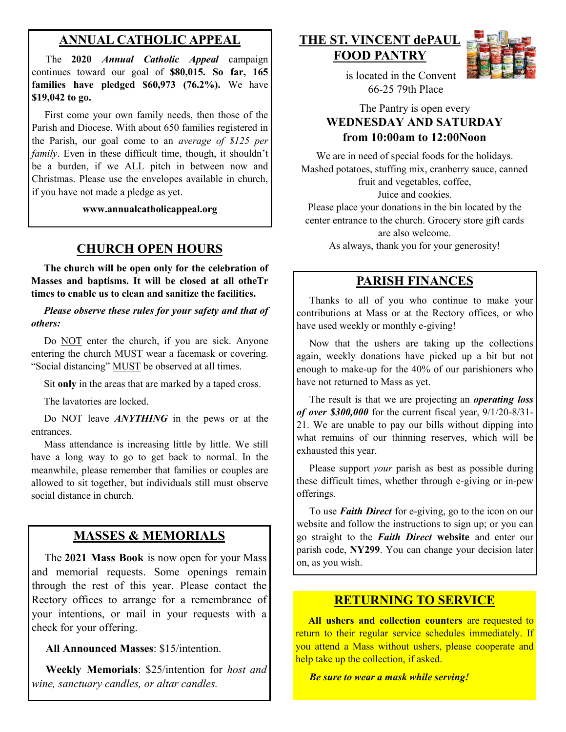## ANNUAL CATHOLIC APPEAL

The **2020** ***Annual Catholic Appeal*** campaign continues toward our goal of **$80,015. So far, 165 families have pledged $60,973 (76.2%).** We have **$19,042 to go.**

First come your own family needs, then those of the Parish and Diocese. With about 650 families registered in the Parish, our goal come to an *average of $125 per family*. Even in these difficult time, though, it shouldn't be a burden, if we ALL pitch in between now and Christmas. Please use the envelopes available in church, if you have not made a pledge as yet.

**www.annualcatholicappeal.org**

## CHURCH OPEN HOURS

**The church will be open only for the celebration of Masses and baptisms. It will be closed at all otheTr times to enable us to clean and sanitize the facilities.**

***Please observe these rules for your safety and that of others:***

Do NOT enter the church, if you are sick. Anyone entering the church MUST wear a facemask or covering. "Social distancing" MUST be observed at all times.

Sit **only** in the areas that are marked by a taped cross.

The lavatories are locked.

Do NOT leave ***ANYTHING*** in the pews or at the entrances.

Mass attendance is increasing little by little. We still have a long way to go to get back to normal. In the meanwhile, please remember that families or couples are allowed to sit together, but individuals still must observe social distance in church.

## MASSES & MEMORIALS

The **2021 Mass Book** is now open for your Mass and memorial requests. Some openings remain through the rest of this year. Please contact the Rectory offices to arrange for a remembrance of your intentions, or mail in your requests with a check for your offering.

**All Announced Masses**: $15/intention.

**Weekly Memorials**: $25/intention for *host and wine, sanctuary candles, or altar candles.*

## THE ST. VINCENT dePAUL FOOD PANTRY

is located in the Convent
66-25 79th Place

The Pantry is open every
**WEDNESDAY AND SATURDAY**
**from 10:00am to 12:00Noon**

We are in need of special foods for the holidays. Mashed potatoes, stuffing mix, cranberry sauce, canned fruit and vegetables, coffee,
Juice and cookies.
Please place your donations in the bin located by the center entrance to the church. Grocery store gift cards are also welcome.
As always, thank you for your generosity!

## PARISH FINANCES

Thanks to all of you who continue to make your contributions at Mass or at the Rectory offices, or who have used weekly or monthly e-giving!

Now that the ushers are taking up the collections again, weekly donations have picked up a bit but not enough to make-up for the 40% of our parishioners who have not returned to Mass as yet.

The result is that we are projecting an ***operating loss of over $300,000*** for the current fiscal year, 9/1/20-8/31-21. We are unable to pay our bills without dipping into what remains of our thinning reserves, which will be exhausted this year.

Please support *your* parish as best as possible during these difficult times, whether through e-giving or in-pew offerings.

To use ***Faith Direct*** for e-giving, go to the icon on our website and follow the instructions to sign up; or you can go straight to the ***Faith Direct*** **website** and enter our parish code, **NY299**. You can change your decision later on, as you wish.

## RETURNING TO SERVICE

**All ushers and collection counters** are requested to return to their regular service schedules immediately. If you attend a Mass without ushers, please cooperate and help take up the collection, if asked.

***Be sure to wear a mask while serving!***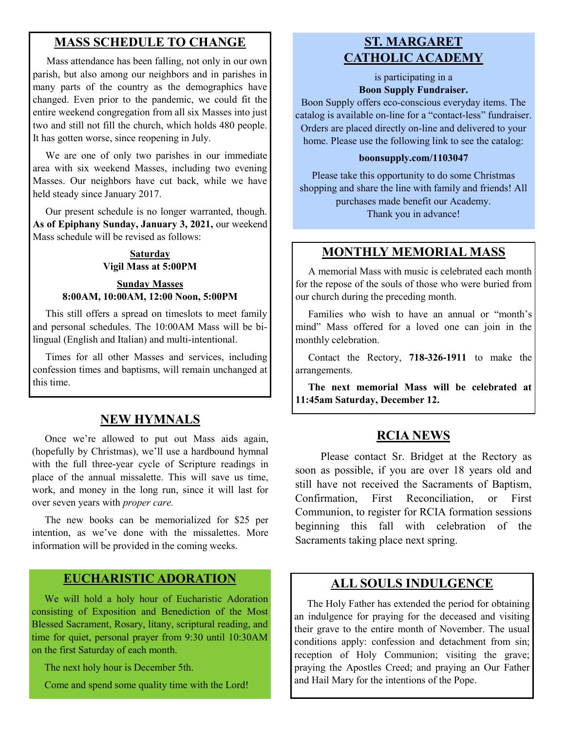## MASS SCHEDULE TO CHANGE

Mass attendance has been falling, not only in our own parish, but also among our neighbors and in parishes in many parts of the country as the demographics have changed. Even prior to the pandemic, we could fit the entire weekend congregation from all six Masses into just two and still not fill the church, which holds 480 people. It has gotten worse, since reopening in July.

We are one of only two parishes in our immediate area with six weekend Masses, including two evening Masses. Our neighbors have cut back, while we have held steady since January 2017.

Our present schedule is no longer warranted, though. **As of Epiphany Sunday, January 3, 2021,** our weekend Mass schedule will be revised as follows:

**Saturday**
**Vigil Mass at 5:00PM**

**Sunday Masses**
**8:00AM, 10:00AM, 12:00 Noon, 5:00PM**

This still offers a spread on timeslots to meet family and personal schedules. The 10:00AM Mass will be bi-lingual (English and Italian) and multi-intentional.

Times for all other Masses and services, including confession times and baptisms, will remain unchanged at this time.

## NEW HYMNALS

Once we're allowed to put out Mass aids again, (hopefully by Christmas), we'll use a hardbound hymnal with the full three-year cycle of Scripture readings in place of the annual missalette. This will save us time, work, and money in the long run, since it will last for over seven years with *proper care.*

The new books can be memorialized for $25 per intention, as we've done with the missalettes. More information will be provided in the coming weeks.

## EUCHARISTIC ADORATION

We will hold a holy hour of Eucharistic Adoration consisting of Exposition and Benediction of the Most Blessed Sacrament, Rosary, litany, scriptural reading, and time for quiet, personal prayer from 9:30 until 10:30AM on the first Saturday of each month.

The next holy hour is December 5th.

Come and spend some quality time with the Lord!

## ST. MARGARET CATHOLIC ACADEMY

is participating in a
**Boon Supply Fundraiser.**

Boon Supply offers eco-conscious everyday items. The catalog is available on-line for a "contact-less" fundraiser. Orders are placed directly on-line and delivered to your home. Please use the following link to see the catalog:

**boonsupply.com/1103047**

Please take this opportunity to do some Christmas shopping and share the line with family and friends! All purchases made benefit our Academy.
Thank you in advance!

## MONTHLY MEMORIAL MASS

A memorial Mass with music is celebrated each month for the repose of the souls of those who were buried from our church during the preceding month.

Families who wish to have an annual or "month's mind" Mass offered for a loved one can join in the monthly celebration.

Contact the Rectory, **718-326-1911** to make the arrangements.

**The next memorial Mass will be celebrated at 11:45am Saturday, December 12.**

## RCIA NEWS

Please contact Sr. Bridget at the Rectory as soon as possible, if you are over 18 years old and still have not received the Sacraments of Baptism, Confirmation, First Reconciliation, or First Communion, to register for RCIA formation sessions beginning this fall with celebration of the Sacraments taking place next spring.

## ALL SOULS INDULGENCE

The Holy Father has extended the period for obtaining an indulgence for praying for the deceased and visiting their grave to the entire month of November. The usual conditions apply: confession and detachment from sin; reception of Holy Communion; visiting the grave; praying the Apostles Creed; and praying an Our Father and Hail Mary for the intentions of the Pope.